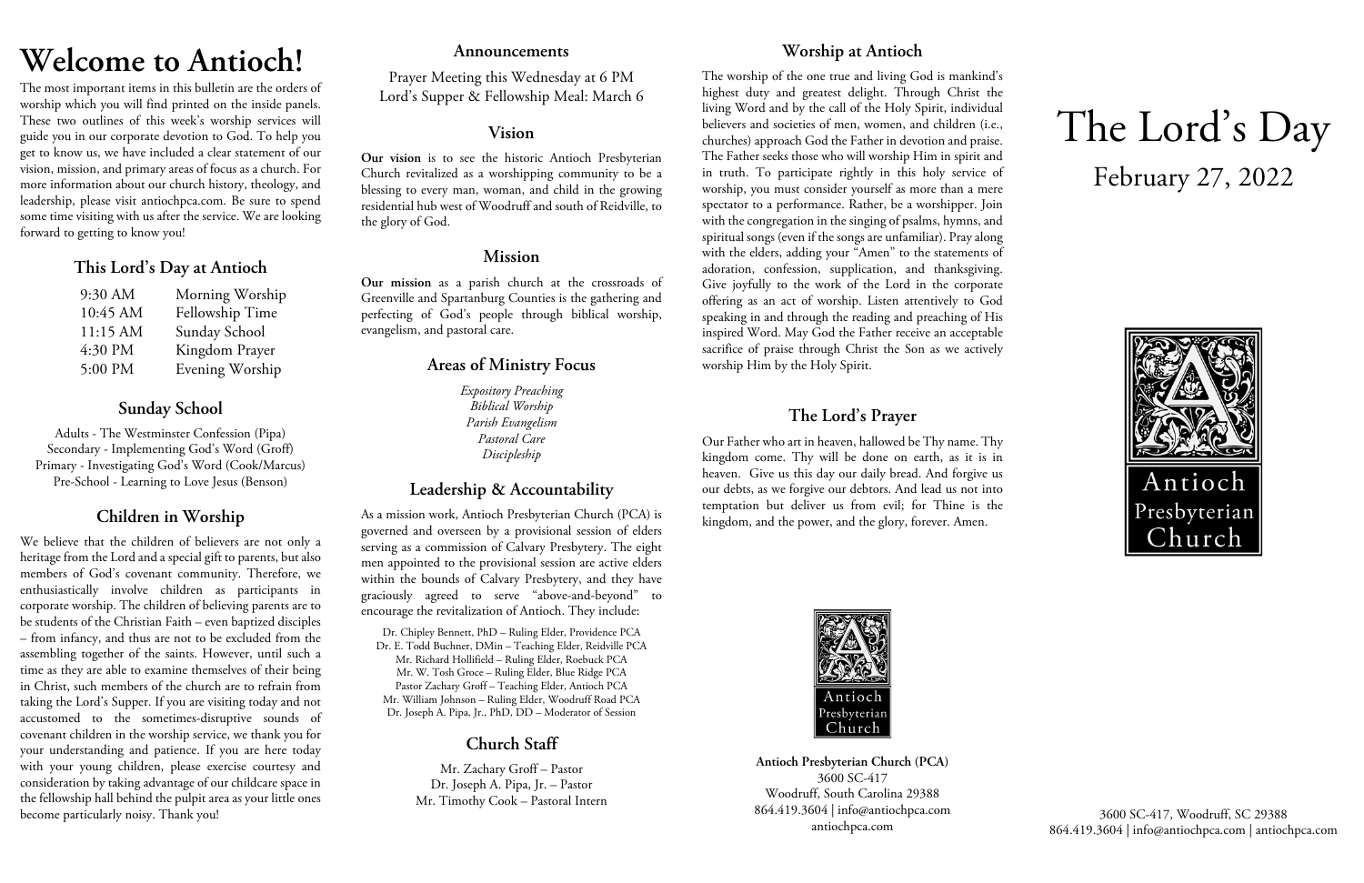# Welcome to Antioch!

The most important items in this bulletin are the orders of worship which you will find printed on the inside panels. These two outlines of this week's worship services will guide you in our corporate devotion to God. To help you get to know us, we have included a clear statement of our vision, mission, and primary areas of focus as a church. For more information about our church history, theology, and leadership, please visit antiochpca.com. Be sure to spend some time visiting with us after the service. We are looking forward to getting to know you!

## This Lord's Day at Antioch

| | |
|---|---|
| 9:30 AM | Morning Worship |
| 10:45 AM | Fellowship Time |
| 11:15 AM | Sunday School |
| 4:30 PM | Kingdom Prayer |
| 5:00 PM | Evening Worship |

## Sunday School

Adults - The Westminster Confession (Pipa)
Secondary - Implementing God's Word (Groff)
Primary - Investigating God's Word (Cook/Marcus)
Pre-School - Learning to Love Jesus (Benson)

## Children in Worship

We believe that the children of believers are not only a heritage from the Lord and a special gift to parents, but also members of God's covenant community. Therefore, we enthusiastically involve children as participants in corporate worship. The children of believing parents are to be students of the Christian Faith – even baptized disciples – from infancy, and thus are not to be excluded from the assembling together of the saints. However, until such a time as they are able to examine themselves of their being in Christ, such members of the church are to refrain from taking the Lord's Supper. If you are visiting today and not accustomed to the sometimes-disruptive sounds of covenant children in the worship service, we thank you for your understanding and patience. If you are here today with your young children, please exercise courtesy and consideration by taking advantage of our childcare space in the fellowship hall behind the pulpit area as your little ones become particularly noisy. Thank you!

## Announcements

Prayer Meeting this Wednesday at 6 PM
Lord's Supper & Fellowship Meal: March 6

## Vision

**Our vision** is to see the historic Antioch Presbyterian Church revitalized as a worshipping community to be a blessing to every man, woman, and child in the growing residential hub west of Woodruff and south of Reidville, to the glory of God.

## Mission

**Our mission** as a parish church at the crossroads of Greenville and Spartanburg Counties is the gathering and perfecting of God's people through biblical worship, evangelism, and pastoral care.

## Areas of Ministry Focus

*Expository Preaching*
*Biblical Worship*
*Parish Evangelism*
*Pastoral Care*
*Discipleship*

## Leadership & Accountability

As a mission work, Antioch Presbyterian Church (PCA) is governed and overseen by a provisional session of elders serving as a commission of Calvary Presbytery. The eight men appointed to the provisional session are active elders within the bounds of Calvary Presbytery, and they have graciously agreed to serve "above-and-beyond" to encourage the revitalization of Antioch. They include:

Dr. Chipley Bennett, PhD – Ruling Elder, Providence PCA
Dr. E. Todd Buchner, DMin – Teaching Elder, Reidville PCA
Mr. Richard Hollifield – Ruling Elder, Roebuck PCA
Mr. W. Tosh Groce – Ruling Elder, Blue Ridge PCA
Pastor Zachary Groff – Teaching Elder, Antioch PCA
Mr. William Johnson – Ruling Elder, Woodruff Road PCA
Dr. Joseph A. Pipa, Jr., PhD, DD – Moderator of Session

## Church Staff

Mr. Zachary Groff – Pastor
Dr. Joseph A. Pipa, Jr. – Pastor
Mr. Timothy Cook – Pastoral Intern

## Worship at Antioch

The worship of the one true and living God is mankind's highest duty and greatest delight. Through Christ the living Word and by the call of the Holy Spirit, individual believers and societies of men, women, and children (i.e., churches) approach God the Father in devotion and praise. The Father seeks those who will worship Him in spirit and in truth. To participate rightly in this holy service of worship, you must consider yourself as more than a mere spectator to a performance. Rather, be a worshipper. Join with the congregation in the singing of psalms, hymns, and spiritual songs (even if the songs are unfamiliar). Pray along with the elders, adding your "Amen" to the statements of adoration, confession, supplication, and thanksgiving. Give joyfully to the work of the Lord in the corporate offering as an act of worship. Listen attentively to God speaking in and through the reading and preaching of His inspired Word. May God the Father receive an acceptable sacrifice of praise through Christ the Son as we actively worship Him by the Holy Spirit.

## The Lord's Prayer

Our Father who art in heaven, hallowed be Thy name. Thy kingdom come. Thy will be done on earth, as it is in heaven. Give us this day our daily bread. And forgive us our debts, as we forgive our debtors. And lead us not into temptation but deliver us from evil; for Thine is the kingdom, and the power, and the glory, forever. Amen.

Antioch Presbyterian Church

**Antioch Presbyterian Church (PCA)**
3600 SC-417
Woodruff, South Carolina 29388
864.419.3604 | info@antiochpca.com
antiochpca.com

# The Lord's Day

February 27, 2022

Antioch Presbyterian Church

3600 SC-417, Woodruff, SC 29388
864.419.3604 | info@antiochpca.com | antiochpca.com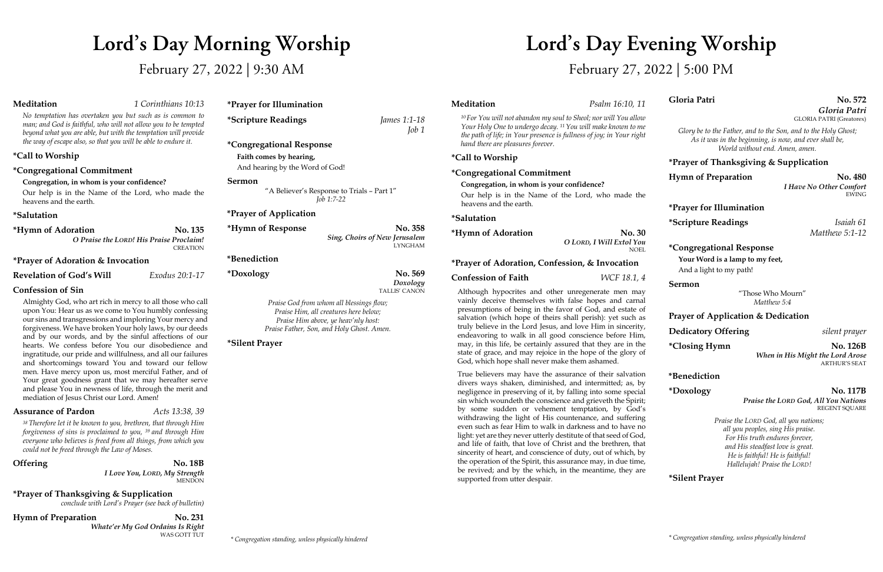# Lord's Day Morning Worship

## February 27, 2022 | 9:30 AM

**Meditation** *1 Corinthians 10:13*

*No temptation has overtaken you but such as is common to man; and God is faithful, who will not allow you to be tempted beyond what you are able, but with the temptation will provide the way of escape also, so that you will be able to endure it.*

**\*Call to Worship**

**\*Congregational Commitment**

**Congregation, in whom is your confidence?**

Our help is in the Name of the Lord, who made the heavens and the earth.

**\*Salutation**

**\*Hymn of Adoration** **No. 135**
***O Praise the LORD! His Praise Proclaim!***
CREATION

**\*Prayer of Adoration & Invocation**

**Revelation of God's Will** *Exodus 20:1-17*

**Confession of Sin**

Almighty God, who art rich in mercy to all those who call upon You: Hear us as we come to You humbly confessing our sins and transgressions and imploring Your mercy and forgiveness. We have broken Your holy laws, by our deeds and by our words, and by the sinful affections of our hearts. We confess before You our disobedience and ingratitude, our pride and willfulness, and all our failures and shortcomings toward You and toward our fellow men. Have mercy upon us, most merciful Father, and of Your great goodness grant that we may hereafter serve and please You in newness of life, through the merit and mediation of Jesus Christ our Lord. Amen!

**Assurance of Pardon** *Acts 13:38, 39*

*[38] Therefore let it be known to you, brethren, that through Him forgiveness of sins is proclaimed to you, [39] and through Him everyone who believes is freed from all things, from which you could not be freed through the Law of Moses.*

**Offering** **No. 18B**
***I Love You, LORD, My Strength***
MENDON

**\*Prayer of Thanksgiving & Supplication**
*conclude with Lord's Prayer (see back of bulletin)*

**Hymn of Preparation** **No. 231**
***Whate'er My God Ordains Is Right***
WAS GOTT TUT

**\*Prayer for Illumination**

**\*Scripture Readings** *James 1:1-18*
*Job 1*

**\*Congregational Response**

**Faith comes by hearing,**

And hearing by the Word of God!

**Sermon**

"A Believer's Response to Trials – Part 1"
*Job 1:7-22*

**\*Prayer of Application**

**\*Hymn of Response** **No. 358**
***Sing, Choirs of New Jerusalem***
LYNGHAM

**\*Benediction**

**\*Doxology** **No. 569**
***Doxology***
TALLIS' CANON

*Praise God from whom all blessings flow;*
*Praise Him, all creatures here below;*
*Praise Him above, ye heav'nly host:*
*Praise Father, Son, and Holy Ghost. Amen.*

**\*Silent Prayer**

*\* Congregation standing, unless physically hindered*

# Lord's Day Evening Worship

## February 27, 2022 | 5:00 PM

**Meditation** *Psalm 16:10, 11*

*[10] For You will not abandon my soul to Sheol; nor will You allow Your Holy One to undergo decay. [11] You will make known to me the path of life; in Your presence is fullness of joy; in Your right hand there are pleasures forever.*

**\*Call to Worship**

**\*Congregational Commitment**

**Congregation, in whom is your confidence?**

Our help is in the Name of the Lord, who made the heavens and the earth.

**\*Salutation**

**\*Hymn of Adoration** **No. 30**
***O LORD, I Will Extol You***
NOEL

**\*Prayer of Adoration, Confession, & Invocation**

**Confession of Faith** *WCF 18.1, 4*

Although hypocrites and other unregenerate men may vainly deceive themselves with false hopes and carnal presumptions of being in the favor of God, and estate of salvation (which hope of theirs shall perish): yet such as truly believe in the Lord Jesus, and love Him in sincerity, endeavoring to walk in all good conscience before Him, may, in this life, be certainly assured that they are in the state of grace, and may rejoice in the hope of the glory of God, which hope shall never make them ashamed.

True believers may have the assurance of their salvation divers ways shaken, diminished, and intermitted; as, by negligence in preserving of it, by falling into some special sin which woundeth the conscience and grieveth the Spirit; by some sudden or vehement temptation, by God's withdrawing the light of His countenance, and suffering even such as fear Him to walk in darkness and to have no light: yet are they never utterly destitute of that seed of God, and life of faith, that love of Christ and the brethren, that sincerity of heart, and conscience of duty, out of which, by the operation of the Spirit, this assurance may, in due time, be revived; and by the which, in the meantime, they are supported from utter despair.

**Gloria Patri** **No. 572**
***Gloria Patri***
GLORIA PATRI (Greatorex)

*Glory be to the Father, and to the Son, and to the Holy Ghost;*
*As it was in the beginning, is now, and ever shall be,*
*World without end. Amen, amen.*

**\*Prayer of Thanksgiving & Supplication**

**Hymn of Preparation** **No. 480**
***I Have No Other Comfort***
EWING

**\*Prayer for Illumination**

**\*Scripture Readings** *Isaiah 61*
*Matthew 5:1-12*

**\*Congregational Response**

**Your Word is a lamp to my feet,**

And a light to my path!

**Sermon**

"Those Who Mourn"
*Matthew 5:4*

**Prayer of Application & Dedication**

**Dedicatory Offering** *silent prayer*

**\*Closing Hymn** **No. 126B**
***When in His Might the Lord Arose***
ARTHUR'S SEAT

**\*Benediction**

**\*Doxology** **No. 117B**
***Praise the LORD God, All You Nations***
REGENT SQUARE

*Praise the LORD God, all you nations;*
*all you peoples, sing His praise.*
*For His truth endures forever,*
*and His steadfast love is great.*
*He is faithful! He is faithful!*
*Hallelujah! Praise the LORD!*

**\*Silent Prayer**

*\* Congregation standing, unless physically hindered*